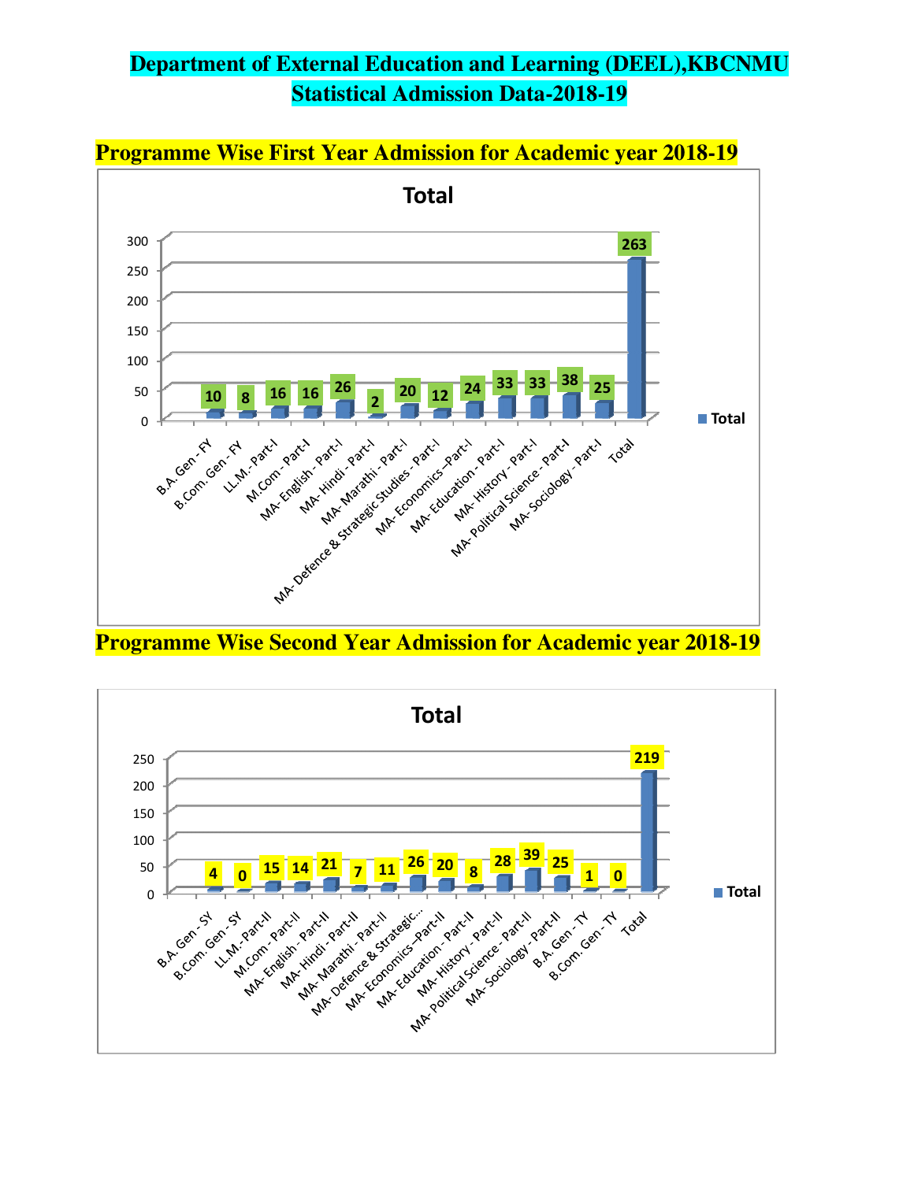# Department of External Education and Learning (DEEL),KBCNMU
# Statistical Admission Data-2018-19

## Programme Wise First Year Admission for Academic year 2018-19

**Total**

| Programme | Total |
|---|---|
| B.A. Gen - FY | 10 |
| B.Com. Gen - FY | 8 |
| LL.M.-Part-I | 16 |
| M.Com - Part-I | 16 |
| MA- English - Part-I | 26 |
| MA- Hindi - Part-I | 2 |
| MA- Marathi - Part-I | 20 |
| MA- Defence & Strategic Studies - Part-I | 12 |
| MA- Economics –Part-I | 24 |
| MA- Education - Part-I | 33 |
| MA- History - Part-I | 33 |
| MA- Political Science - Part-I | 38 |
| MA- Sociology - Part-I | 25 |
| Total | 263 |

## Programme Wise Second Year Admission for Academic year 2018-19

**Total**

| Programme | Total |
|---|---|
| B.A. Gen - SY | 4 |
| B.Com. Gen - SY | 0 |
| LL.M.-Part-II | 15 |
| M.Com - Part-II | 14 |
| MA- English - Part-II | 21 |
| MA- Hindi - Part-II | 7 |
| MA- Marathi - Part-II | 11 |
| MA- Defence & Strategic... | 26 |
| MA- Economics –Part-II | 20 |
| MA- Education - Part-II | 8 |
| MA- History - Part-II | 28 |
| MA- Political Science - Part-II | 39 |
| MA- Sociology - Part-II | 25 |
| B.A. Gen - TY | 1 |
| B.Com. Gen - TY | 0 |
| Total | 219 |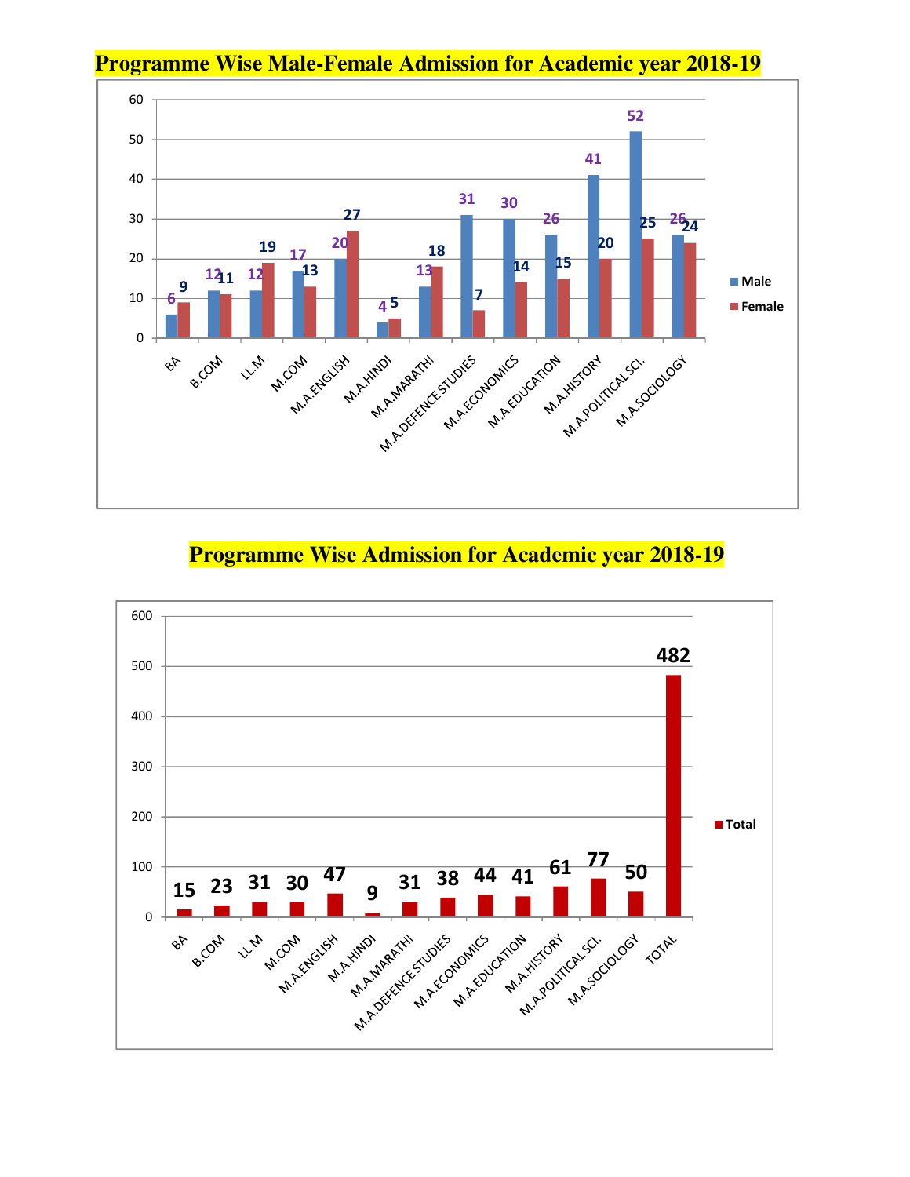# Programme Wise Male-Female Admission for Academic year 2018-19

| Programme | Male | Female |
|---|---|---|
| BA | 6 | 9 |
| B.COM | 12 | 11 |
| LL.M | 12 | 19 |
| M.COM | 17 | 13 |
| M.A.ENGLISH | 20 | 27 |
| M.A.HINDI | 4 | 5 |
| M.A.MARATHI | 13 | 18 |
| M.A.DEFENCE STUDIES | 31 | 7 |
| M.A.ECONOMICS | 30 | 14 |
| M.A.EDUCATION | 26 | 15 |
| M.A.HISTORY | 41 | 20 |
| M.A.POLITICAL SCI. | 52 | 25 |
| M.A.SOCIOLOGY | 26 | 24 |

# Programme Wise Admission for Academic year 2018-19

| Programme | Total |
|---|---|
| BA | 15 |
| B.COM | 23 |
| LL.M | 31 |
| M.COM | 30 |
| M.A.ENGLISH | 47 |
| M.A.HINDI | 9 |
| M.A.MARATHI | 31 |
| M.A.DEFENCE STUDIES | 38 |
| M.A.ECONOMICS | 44 |
| M.A.EDUCATION | 41 |
| M.A.HISTORY | 61 |
| M.A.POLITICAL SCI. | 77 |
| M.A.SOCIOLOGY | 50 |
| TOTAL | 482 |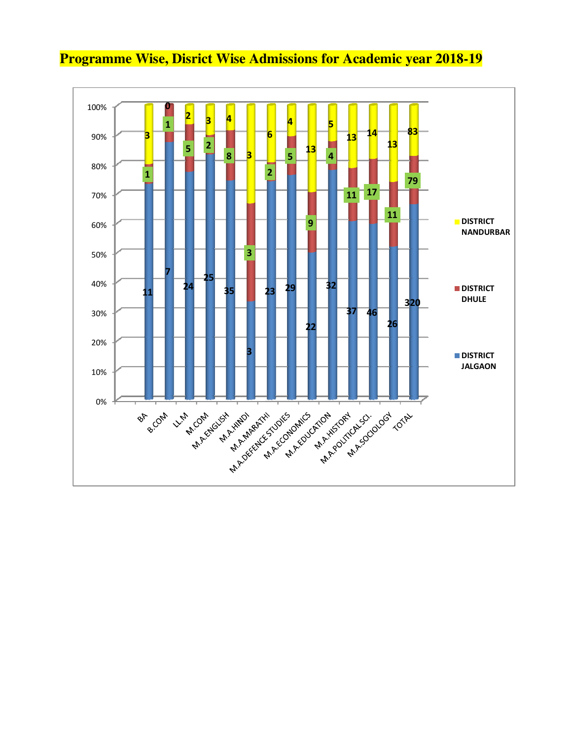# Programme Wise, Disrict Wise Admissions for Academic year 2018-19

| Programme | DISTRICT JALGAON | DISTRICT DHULE | DISTRICT NANDURBAR |
|---|---|---|---|
| BA | 11 | 1 | 3 |
| B.COM | 7 | 1 | 0 |
| LL.M | 24 | 5 | 2 |
| M.COM | 25 | 2 | 3 |
| M.A.ENGLISH | 35 | 8 | 4 |
| M.A.HINDI | 3 | 3 | 3 |
| M.A.MARATHI | 23 | 2 | 6 |
| M.A.DEFENCE STUDIES | 29 | 5 | 4 |
| M.A.ECONOMICS | 22 | 9 | 13 |
| M.A.EDUCATION | 32 | 4 | 5 |
| M.A.HISTORY | 37 | 11 | 13 |
| M.A.POLITICAL SCI. | 46 | 17 | 14 |
| M.A.SOCIOLOGY | 26 | 11 | 13 |
| TOTAL | 320 | 79 | 83 |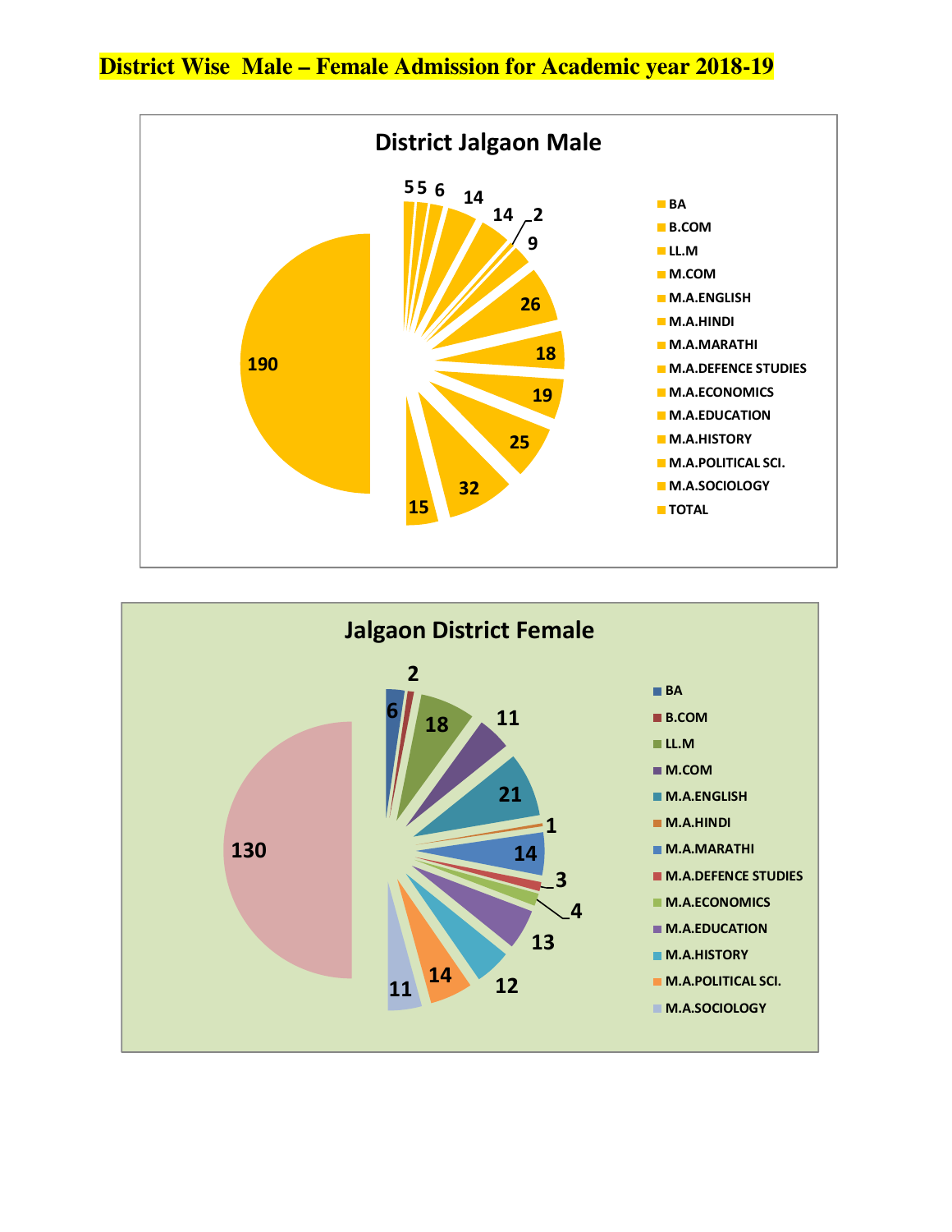# District Wise Male – Female Admission for Academic year 2018-19

## District Jalgaon Male

| Course | Count |
|---|---|
| BA | 5 |
| B.COM | 5 |
| LL.M | 6 |
| M.COM | 14 |
| M.A.ENGLISH | 14 |
| M.A.HINDI | 2 |
| M.A.MARATHI | 9 |
| M.A.DEFENCE STUDIES | 26 |
| M.A.ECONOMICS | 18 |
| M.A.EDUCATION | 19 |
| M.A.HISTORY | 25 |
| M.A.POLITICAL SCI. | 32 |
| M.A.SOCIOLOGY | 15 |
| TOTAL | 190 |

## Jalgaon District Female

| Course | Count |
|---|---|
| BA | 6 |
| B.COM | 2 |
| LL.M | 18 |
| M.COM | 11 |
| M.A.ENGLISH | 21 |
| M.A.HINDI | 1 |
| M.A.MARATHI | 14 |
| M.A.DEFENCE STUDIES | 3 |
| M.A.ECONOMICS | 4 |
| M.A.EDUCATION | 13 |
| M.A.HISTORY | 12 |
| M.A.POLITICAL SCI. | 14 |
| M.A.SOCIOLOGY | 11 |
| | 130 |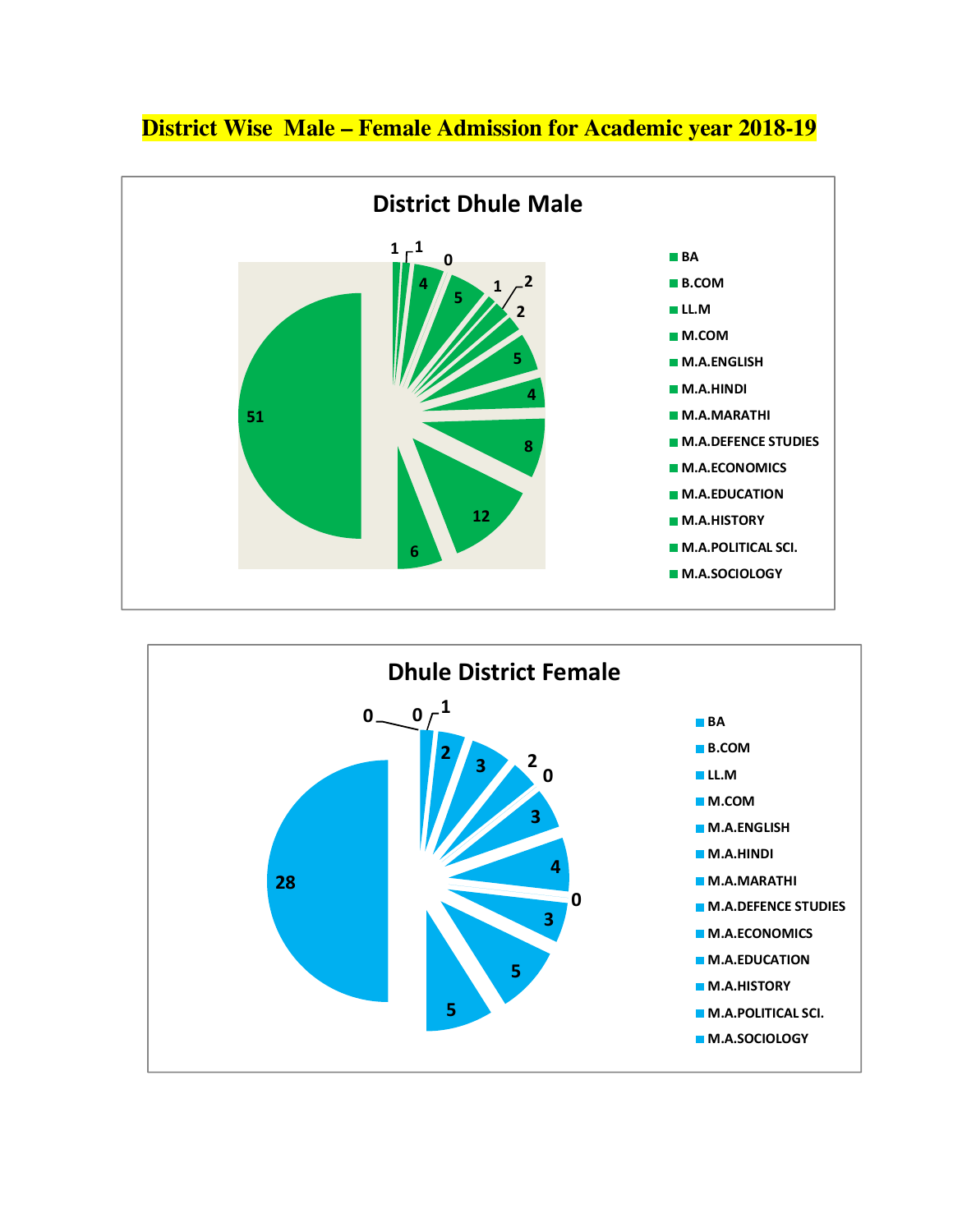# District Wise Male – Female Admission for Academic year 2018-19

## District Dhule Male

- BA
- B.COM
- LL.M
- M.COM
- M.A.ENGLISH
- M.A.HINDI
- M.A.MARATHI
- M.A.DEFENCE STUDIES
- M.A.ECONOMICS
- M.A.EDUCATION
- M.A.HISTORY
- M.A.POLITICAL SCI.
- M.A.SOCIOLOGY

Chart values: 1, 1, 0, 4, 5, 1, 2, 2, 5, 4, 8, 12, 6, 51

## Dhule District Female

- BA
- B.COM
- LL.M
- M.COM
- M.A.ENGLISH
- M.A.HINDI
- M.A.MARATHI
- M.A.DEFENCE STUDIES
- M.A.ECONOMICS
- M.A.EDUCATION
- M.A.HISTORY
- M.A.POLITICAL SCI.
- M.A.SOCIOLOGY

Chart values: 0, 0, 1, 2, 3, 2, 0, 3, 4, 0, 3, 5, 5, 28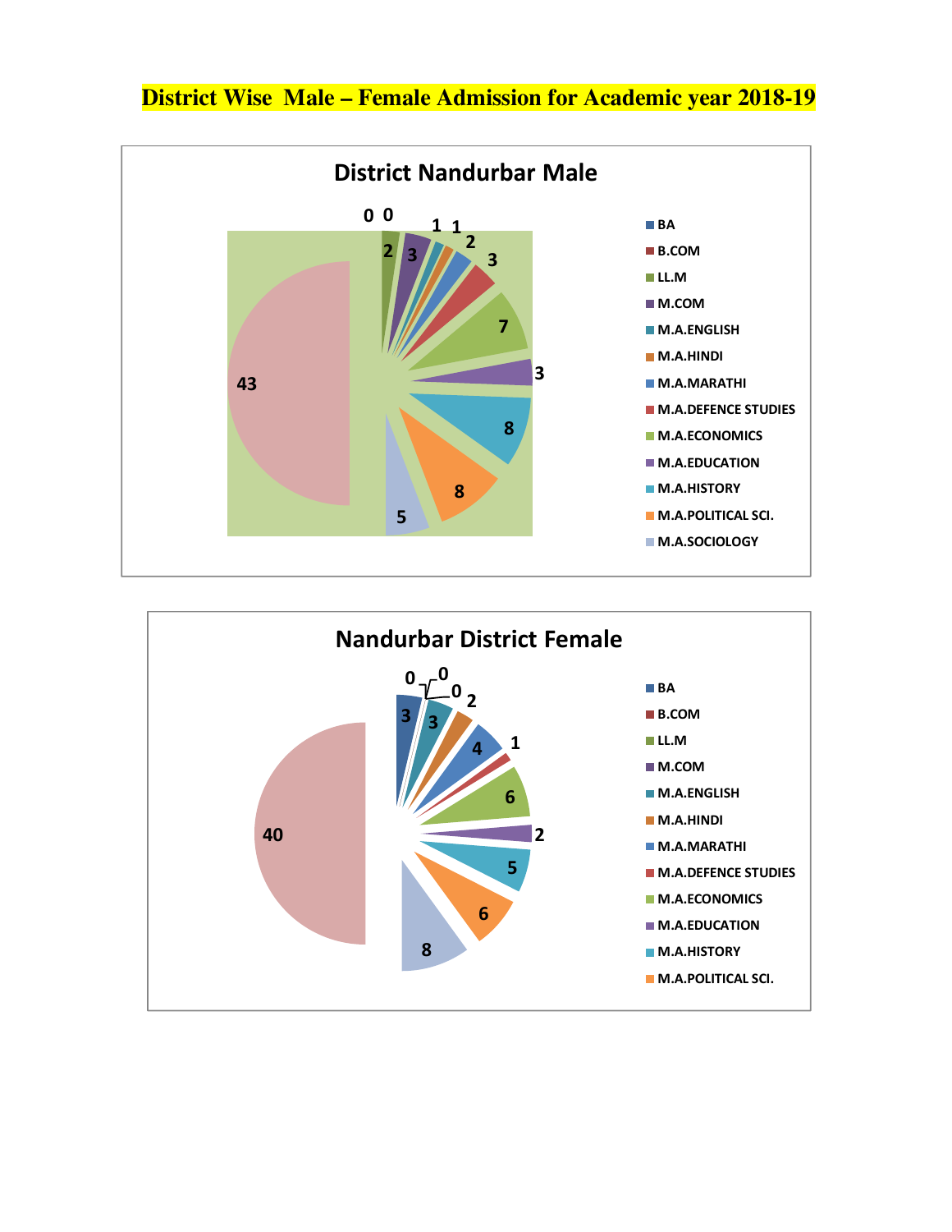# District Wise Male – Female Admission for Academic year 2018-19

## District Nandurbar Male

| Course | Male |
|---|---|
| BA | 0 |
| B.COM | 0 |
| LL.M | 2 |
| M.COM | 3 |
| M.A.ENGLISH | 1 |
| M.A.HINDI | 1 |
| M.A.MARATHI | 2 |
| M.A.DEFENCE STUDIES | 3 |
| M.A.ECONOMICS | 7 |
| M.A.EDUCATION | 3 |
| M.A.HISTORY | 8 |
| M.A.POLITICAL SCI. | 8 |
| M.A.SOCIOLOGY | 5 |
| (unlabelled) | 43 |

## Nandurbar District Female

| Course | Female |
|---|---|
| BA | 3 |
| B.COM | 0 |
| LL.M | 0 |
| M.COM | 0 |
| M.A.ENGLISH | 3 |
| M.A.HINDI | 2 |
| M.A.MARATHI | 4 |
| M.A.DEFENCE STUDIES | 1 |
| M.A.ECONOMICS | 6 |
| M.A.EDUCATION | 2 |
| M.A.HISTORY | 5 |
| M.A.POLITICAL SCI. | 6 |
| (unlabelled) | 8 |
| (unlabelled) | 40 |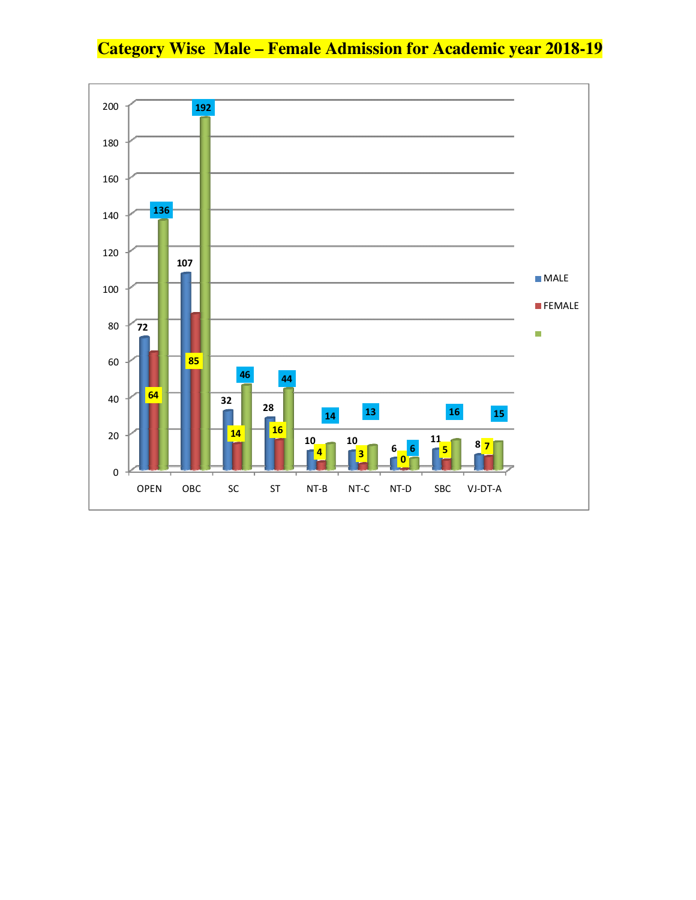# Category Wise Male – Female Admission for Academic year 2018-19

200
180
160
140
120
100
80
60
40
20
0

OPEN: 72, 64, 136
OBC: 107, 85, 192
SC: 32, 14, 46
ST: 28, 16, 44
NT-B: 10, 4, 14
NT-C: 10, 3, 13
NT-D: 6, 0, 6
SBC: 11, 5, 16
VJ-DT-A: 8, 7, 15

MALE
FEMALE